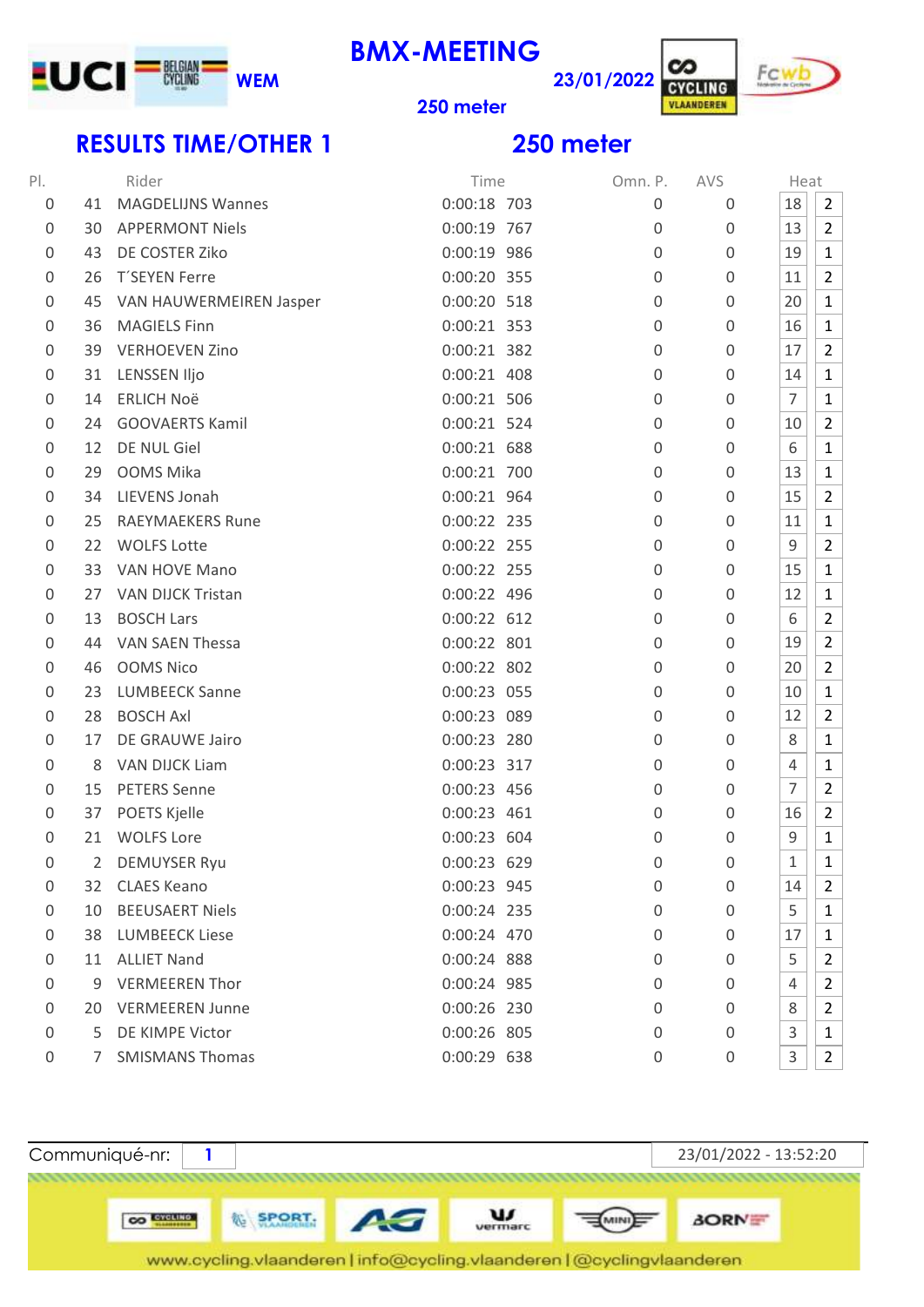UCI BELGIAN CYCLING WEM

# BMX-MEETING

23/01/2022

250 meter

CYCLING VLAANDEREN Fcwb

## RESULTS TIME/OTHER 1

## 250 meter

| Pl. | | Rider | Time | | Omn. P. | AVS | Heat | |
|---|---|---|---|---|---|---|---|---|
| 0 | 41 | MAGDELIJNS Wannes | 0:00:18 | 703 | 0 | 0 | 18 | 2 |
| 0 | 30 | APPERMONT Niels | 0:00:19 | 767 | 0 | 0 | 13 | 2 |
| 0 | 43 | DE COSTER Ziko | 0:00:19 | 986 | 0 | 0 | 19 | 1 |
| 0 | 26 | T´SEYEN Ferre | 0:00:20 | 355 | 0 | 0 | 11 | 2 |
| 0 | 45 | VAN HAUWERMEIREN Jasper | 0:00:20 | 518 | 0 | 0 | 20 | 1 |
| 0 | 36 | MAGIELS Finn | 0:00:21 | 353 | 0 | 0 | 16 | 1 |
| 0 | 39 | VERHOEVEN Zino | 0:00:21 | 382 | 0 | 0 | 17 | 2 |
| 0 | 31 | LENSSEN Iljo | 0:00:21 | 408 | 0 | 0 | 14 | 1 |
| 0 | 14 | ERLICH Noë | 0:00:21 | 506 | 0 | 0 | 7 | 1 |
| 0 | 24 | GOOVAERTS Kamil | 0:00:21 | 524 | 0 | 0 | 10 | 2 |
| 0 | 12 | DE NUL Giel | 0:00:21 | 688 | 0 | 0 | 6 | 1 |
| 0 | 29 | OOMS Mika | 0:00:21 | 700 | 0 | 0 | 13 | 1 |
| 0 | 34 | LIEVENS Jonah | 0:00:21 | 964 | 0 | 0 | 15 | 2 |
| 0 | 25 | RAEYMAEKERS Rune | 0:00:22 | 235 | 0 | 0 | 11 | 1 |
| 0 | 22 | WOLFS Lotte | 0:00:22 | 255 | 0 | 0 | 9 | 2 |
| 0 | 33 | VAN HOVE Mano | 0:00:22 | 255 | 0 | 0 | 15 | 1 |
| 0 | 27 | VAN DIJCK Tristan | 0:00:22 | 496 | 0 | 0 | 12 | 1 |
| 0 | 13 | BOSCH Lars | 0:00:22 | 612 | 0 | 0 | 6 | 2 |
| 0 | 44 | VAN SAEN Thessa | 0:00:22 | 801 | 0 | 0 | 19 | 2 |
| 0 | 46 | OOMS Nico | 0:00:22 | 802 | 0 | 0 | 20 | 2 |
| 0 | 23 | LUMBEECK Sanne | 0:00:23 | 055 | 0 | 0 | 10 | 1 |
| 0 | 28 | BOSCH Axl | 0:00:23 | 089 | 0 | 0 | 12 | 2 |
| 0 | 17 | DE GRAUWE Jairo | 0:00:23 | 280 | 0 | 0 | 8 | 1 |
| 0 | 8 | VAN DIJCK Liam | 0:00:23 | 317 | 0 | 0 | 4 | 1 |
| 0 | 15 | PETERS Senne | 0:00:23 | 456 | 0 | 0 | 7 | 2 |
| 0 | 37 | POETS Kjelle | 0:00:23 | 461 | 0 | 0 | 16 | 2 |
| 0 | 21 | WOLFS Lore | 0:00:23 | 604 | 0 | 0 | 9 | 1 |
| 0 | 2 | DEMUYSER Ryu | 0:00:23 | 629 | 0 | 0 | 1 | 1 |
| 0 | 32 | CLAES Keano | 0:00:23 | 945 | 0 | 0 | 14 | 2 |
| 0 | 10 | BEEUSAERT Niels | 0:00:24 | 235 | 0 | 0 | 5 | 1 |
| 0 | 38 | LUMBEECK Liese | 0:00:24 | 470 | 0 | 0 | 17 | 1 |
| 0 | 11 | ALLIET Nand | 0:00:24 | 888 | 0 | 0 | 5 | 2 |
| 0 | 9 | VERMEEREN Thor | 0:00:24 | 985 | 0 | 0 | 4 | 2 |
| 0 | 20 | VERMEEREN Junne | 0:00:26 | 230 | 0 | 0 | 8 | 2 |
| 0 | 5 | DE KIMPE Victor | 0:00:26 | 805 | 0 | 0 | 3 | 1 |
| 0 | 7 | SMISMANS Thomas | 0:00:29 | 638 | 0 | 0 | 3 | 2 |

Communiqué-nr: 1 | 23/01/2022 - 13:52:20

www.cycling.vlaanderen | info@cycling.vlaanderen | @cyclingvlaanderen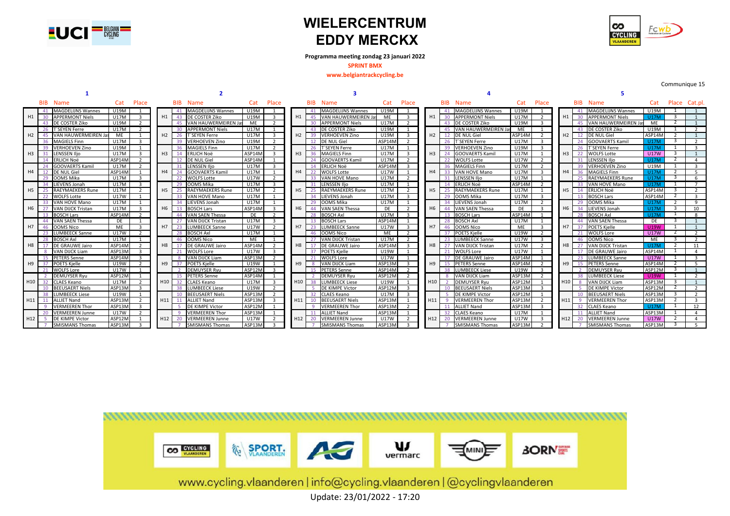# WIELERCENTRUM EDDY MERCKX

**Programma meeting zondag 23 januari 2022**

SPRINT BMX

www.belgiantrackcycling.be

Communique 15

## 1

| | BIB | Name | Cat | Place |
|---|---|---|---|---|
| H1 | 41 | MAGDELIJNS Wannes | U19M | 1 |
| | 30 | APPERMONT Niels | U17M | 3 |
| | 43 | DE COSTER Ziko | U19M | 2 |
| H2 | 26 | T'SEYEN Ferre | U17M | 2 |
| | 45 | VAN HAUWERMEIREN Jas | ME | 1 |
| | 36 | MAGIELS Finn | U17M | 3 |
| H3 | 39 | VERHOEVEN Zino | U19M | 1 |
| | 31 | LENSSEN Iljo | U17M | 3 |
| | 14 | ERLICH Noë | ASP14M | 2 |
| H4 | 24 | GOOVAERTS Kamil | U17M | 2 |
| | 12 | DE NUL Giel | ASP14M | 1 |
| | 29 | OOMS Mika | U17M | 3 |
| H5 | 34 | LIEVENS Jonah | U17M | 3 |
| | 25 | RAEYMAEKERS Rune | U17M | 2 |
| | 22 | WOLFS Lotte | U17W | 1 |
| H6 | 33 | VAN HOVE Mano | U17M | 1 |
| | 27 | VAN DIJCK Tristan | U17M | 3 |
| | 13 | BOSCH Lars | ASP14M | 2 |
| H7 | 44 | VAN SAEN Thessa | DE | 1 |
| | 46 | OOMS Nico | ME | 3 |
| | 23 | LUMBEECK Sanne | U17W | 2 |
| H8 | 28 | BOSCH Axl | U17M | 1 |
| | 17 | DE GRAUWE Jairo | ASP14M | 2 |
| | 8 | VAN DIJCK Liam | ASP13M | 3 |
| H9 | 15 | PETERS Senne | ASP14M | 3 |
| | 37 | POETS Kjelle | U19W | 2 |
| | 21 | WOLFS Lore | U17W | 1 |
| H10 | 2 | DEMUYSER Ryu | ASP12M | 1 |
| | 32 | CLAES Keano | U17M | 2 |
| | 10 | BEEUSAERT Niels | ASP13M | 3 |
| H11 | 38 | LUMBEECK Liese | U19W | 1 |
| | 11 | ALLIET Nand | ASP13M | 2 |
| | 9 | VERMEEREN Thor | ASP13M | 3 |
| H12 | 20 | VERMEEREN Junne | U17W | 2 |
| | 5 | DE KIMPE Victor | ASP12M | 1 |
| | 7 | SMISMANS Thomas | ASP13M | 3 |

## 2

| | BIB | Name | Cat | Place |
|---|---|---|---|---|
| H1 | 41 | MAGDELIJNS Wannes | U19M | 1 |
| | 43 | DE COSTER Ziko | U19M | 3 |
| | 45 | VAN HAUWERMEIREN Jas | ME | 2 |
| H2 | 30 | APPERMONT Niels | U17M | 1 |
| | 26 | T'SEYEN Ferre | U17M | 3 |
| | 39 | VERHOEVEN Zino | U19M | 2 |
| H3 | 36 | MAGIELS Finn | U17M | 2 |
| | 14 | ERLICH Noë | ASP14M | 3 |
| | 12 | DE NUL Giel | ASP14M | 1 |
| H4 | 31 | LENSSEN Iljo | U17M | 3 |
| | 24 | GOOVAERTS Kamil | U17M | 1 |
| | 22 | WOLFS Lotte | U17W | 2 |
| H5 | 29 | OOMS Mika | U17M | 3 |
| | 25 | RAEYMAEKERS Rune | U17M | 2 |
| | 33 | VAN HOVE Mano | U17M | 1 |
| H6 | 34 | LIEVENS Jonah | U17M | 1 |
| | 13 | BOSCH Lars | ASP14M | 3 |
| | 44 | VAN SAEN Thessa | DE | 2 |
| H7 | 27 | VAN DIJCK Tristan | U17M | 3 |
| | 23 | LUMBEECK Sanne | U17W | 2 |
| | 28 | BOSCH Axl | U17M | 1 |
| H8 | 46 | OOMS Nico | ME | 1 |
| | 17 | DE GRAUWE Jairo | ASP14M | 2 |
| | 21 | WOLFS Lore | U17W | 3 |
| H9 | 8 | VAN DIJCK Liam | ASP13M | 2 |
| | 37 | POETS Kjelle | U19W | 1 |
| | 2 | DEMUYSER Ryu | ASP12M | 3 |
| H10 | 15 | PETERS Senne | ASP14M | 2 |
| | 32 | CLAES Keano | U17M | 3 |
| | 38 | LUMBEECK Liese | U19W | 2 |
| H11 | 10 | BEEUSAERT Niels | ASP13M | 2 |
| | 11 | ALLIET Nand | ASP13M | 3 |
| | 5 | DE KIMPE Victor | ASP12M | 1 |
| H12 | 9 | VERMEEREN Thor | ASP13M | 1 |
| | 20 | VERMEEREN Junne | U17W | 2 |
| | 7 | SMISMANS Thomas | ASP13M | 3 |

## 3

| | BIB | Name | Cat | Place |
|---|---|---|---|---|
| H1 | 41 | MAGDELIJNS Wannes | U19M | 1 |
| | 45 | VAN HAUWERMEIREN Jas | ME | 3 |
| | 30 | APPERMONT Niels | U17M | 2 |
| H2 | 43 | DE COSTER Ziko | U19M | 1 |
| | 39 | VERHOEVEN Zino | U19M | 3 |
| | 12 | DE NUL Giel | ASP14M | 2 |
| H3 | 26 | T'SEYEN Ferre | U17M | 1 |
| | 36 | MAGIELS Finn | U17M | 3 |
| | 24 | GOOVAERTS Kamil | U17M | 2 |
| H4 | 14 | ERLICH Noë | ASP14M | 3 |
| | 22 | WOLFS Lotte | U17W | 1 |
| | 33 | VAN HOVE Mano | U17M | 2 |
| H5 | 31 | LENSSEN Iljo | U17M | 1 |
| | 25 | RAEYMAEKERS Rune | U17M | 2 |
| | 34 | LIEVENS Jonah | U17M | 3 |
| H6 | 29 | OOMS Mika | U17M | 1 |
| | 44 | VAN SAEN Thessa | DE | 2 |
| | 28 | BOSCH Axl | U17M | 3 |
| H7 | 13 | BOSCH Lars | ASP14M | 1 |
| | 23 | LUMBEECK Sanne | U17W | 3 |
| | 46 | OOMS Nico | ME | 2 |
| H8 | 27 | VAN DIJCK Tristan | U17M | 2 |
| | 17 | DE GRAUWE Jairo | ASP14M | 3 |
| | 37 | POETS Kjelle | U19W | 1 |
| H9 | 21 | WOLFS Lore | U17W | 1 |
| | 8 | VAN DIJCK Liam | ASP13M | 3 |
| | 15 | PETERS Senne | ASP14M | 2 |
| H10 | 2 | DEMUYSER Ryu | ASP12M | 2 |
| | 38 | LUMBEECK Liese | U19W | 1 |
| | 5 | DE KIMPE Victor | ASP12M | 3 |
| H11 | 32 | CLAES Keano | U17M | 3 |
| | 10 | BEEUSAERT Niels | ASP13M | 1 |
| | 9 | VERMEEREN Thor | ASP13M | 2 |
| H12 | 11 | ALLIET Nand | ASP13M | 1 |
| | 20 | VERMEEREN Junne | U17W | 2 |
| | 7 | SMISMANS Thomas | ASP13M | 3 |

## 4

| | BIB | Name | Cat | Place |
|---|---|---|---|---|
| H1 | 41 | MAGDELIJNS Wannes | U19M | 1 |
| | 30 | APPERMONT Niels | U17M | 2 |
| | 43 | DE COSTER Ziko | U19M | 3 |
| H2 | 45 | VAN HAUWERMEIREN Jas | ME | 1 |
| | 12 | DE NUL Giel | ASP14M | 2 |
| | 26 | T'SEYEN Ferre | U17M | 3 |
| H3 | 39 | VERHOEVEN Zino | U19M | 3 |
| | 24 | GOOVAERTS Kamil | U17M | 1 |
| | 22 | WOLFS Lotte | U17W | 2 |
| H4 | 36 | MAGIELS Finn | U17M | 2 |
| | 33 | VAN HOVE Mano | U17M | 3 |
| | 31 | LENSSEN Iljo | U17M | 1 |
| H5 | 14 | ERLICH Noë | ASP14M | 2 |
| | 25 | RAEYMAEKERS Rune | U17M | 1 |
| | 29 | OOMS Mika | U17M | 3 |
| H6 | 34 | LIEVENS Jonah | U17M | 2 |
| | 44 | VAN SAEN Thessa | DE | 3 |
| | 13 | BOSCH Lars | ASP14M | 1 |
| H7 | 28 | BOSCH Axl | U17M | 1 |
| | 46 | OOMS Nico | ME | 3 |
| | 37 | POETS Kjelle | U19W | 2 |
| H8 | 23 | LUMBEECK Sanne | U17W | 3 |
| | 27 | VAN DIJCK Tristan | U17M | 2 |
| | 21 | WOLFS Lore | U17W | 1 |
| H9 | 17 | DE GRAUWE Jairo | ASP14M | 1 |
| | 15 | PETERS Senne | ASP14M | 2 |
| | 38 | LUMBEECK Liese | U19W | 3 |
| H10 | 8 | VAN DIJCK Liam | ASP13M | 2 |
| | 2 | DEMUYSER Ryu | ASP12M | 1 |
| | 10 | BEEUSAERT Niels | ASP13M | 3 |
| H11 | 5 | DE KIMPE Victor | ASP12M | 1 |
| | 9 | VERMEEREN Thor | ASP13M | 2 |
| | 11 | ALLIET Nand | ASP13M | 3 |
| H12 | 32 | CLAES Keano | U17M | 1 |
| | 20 | VERMEEREN Junne | U17W | 3 |
| | 7 | SMISMANS Thomas | ASP13M | 2 |

## 5

| | BIB | Name | Cat | Place | Cat.pl. |
|---|---|---|---|---|---|
| H1 | 41 | MAGDELIJNS Wannes | U19M | 1 | 1 |
| | 30 | APPERMONT Niels | U17M | 3 | 1 |
| | 45 | VAN HAUWERMEIREN Jas | ME | 2 | 1 |
| H2 | 43 | DE COSTER Ziko | U19M | 1 | 2 |
| | 12 | DE NUL Giel | ASP14M | 2 | 1 |
| | 24 | GOOVAERTS Kamil | U17M | 3 | 2 |
| H3 | 26 | T'SEYEN Ferre | U17M | 1 | 3 |
| | 22 | WOLFS Lotte | U17W | 3 | 1 |
| | 31 | LENSSEN Iljo | U17M | 2 | 4 |
| H4 | 39 | VERHOEVEN Zino | U19M | 1 | 3 |
| | 36 | MAGIELS Finn | U17M | 2 | 5 |
| | 25 | RAEYMAEKERS Rune | U17M | 3 | 6 |
| H5 | 33 | VAN HOVE Mano | U17M | 1 | 7 |
| | 14 | ERLICH Noë | ASP14M | 3 | 2 |
| | 13 | BOSCH Lars | ASP14M | 2 | 3 |
| H6 | 29 | OOMS Mika | U17M | 2 | 9 |
| | 34 | LIEVENS Jonah | U17M | 3 | 10 |
| | 28 | BOSCH Axl | U17M | 1 | 8 |
| H7 | 44 | VAN SAEN Thessa | DE | 3 | 1 |
| | 37 | POETS Kjelle | U19W | 1 | 1 |
| | 21 | WOLFS Lore | U17W | 2 | 2 |
| H8 | 46 | OOMS Nico | ME | 3 | 2 |
| | 27 | VAN DIJCK Tristan | U17M | 2 | 11 |
| | 17 | DE GRAUWE Jairo | ASP14M | 1 | 4 |
| H9 | 23 | LUMBEECK Sanne | U17W | 1 | 3 |
| | 15 | PETERS Senne | ASP14M | 2 | 5 |
| | 2 | DEMUYSER Ryu | ASP12M | 3 | 1 |
| H10 | 38 | LUMBEECK Liese | U19W | 1 | 2 |
| | 8 | VAN DIJCK Liam | ASP13M | 3 | 1 |
| | 5 | DE KIMPE Victor | ASP12M | 2 | 2 |
| H11 | 10 | BEEUSAERT Niels | ASP13M | 3 | 2 |
| | 9 | VERMEEREN Thor | ASP13M | 2 | 3 |
| | 32 | CLAES Keano | U17M | 1 | 12 |
| H12 | 11 | ALLIET Nand | ASP13M | 1 | 4 |
| | 20 | VERMEEREN Junne | U17W | 2 | 4 |
| | 7 | SMISMANS Thomas | ASP13M | 3 | 5 |

www.cycling.vlaanderen | info@cycling.vlaanderen | @cyclingvlaanderen

Update: 23/01/2022 - 17:20